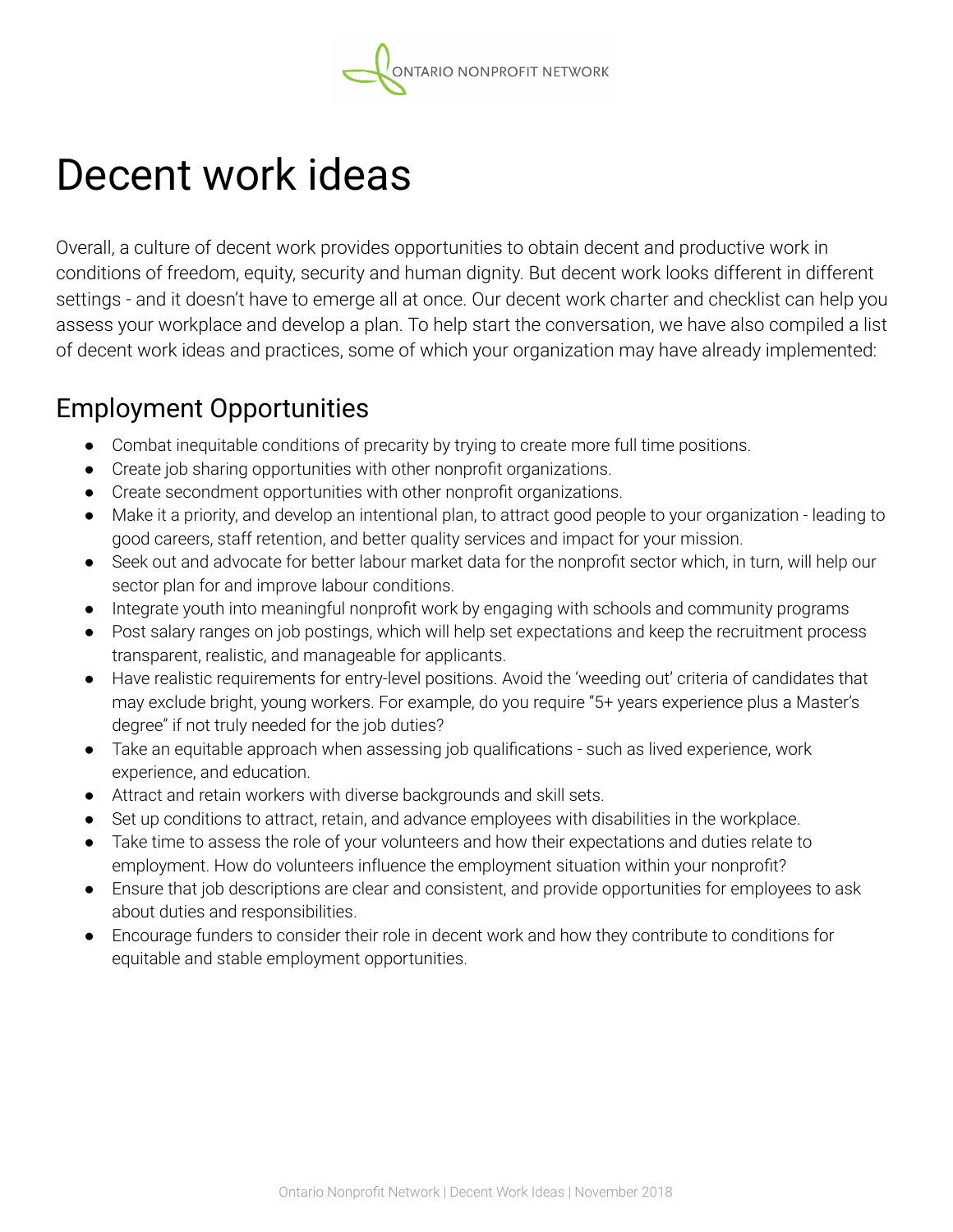# Decent work ideas

Overall, a culture of decent work provides opportunities to obtain decent and productive work in conditions of freedom, equity, security and human dignity. But decent work looks different in different settings - and it doesn't have to emerge all at once. Our decent work charter and checklist can help you assess your workplace and develop a plan. To help start the conversation, we have also compiled a list of decent work ideas and practices, some of which your organization may have already implemented:

## Employment Opportunities

- Combat inequitable conditions of precarity by trying to create more full time positions.
- Create job sharing opportunities with other nonprofit organizations.
- Create secondment opportunities with other nonprofit organizations.
- Make it a priority, and develop an intentional plan, to attract good people to your organization - leading to good careers, staff retention, and better quality services and impact for your mission.
- Seek out and advocate for better labour market data for the nonprofit sector which, in turn, will help our sector plan for and improve labour conditions.
- Integrate youth into meaningful nonprofit work by engaging with schools and community programs
- Post salary ranges on job postings, which will help set expectations and keep the recruitment process transparent, realistic, and manageable for applicants.
- Have realistic requirements for entry-level positions. Avoid the 'weeding out' criteria of candidates that may exclude bright, young workers. For example, do you require "5+ years experience plus a Master's degree" if not truly needed for the job duties?
- Take an equitable approach when assessing job qualifications - such as lived experience, work experience, and education.
- Attract and retain workers with diverse backgrounds and skill sets.
- Set up conditions to attract, retain, and advance employees with disabilities in the workplace.
- Take time to assess the role of your volunteers and how their expectations and duties relate to employment. How do volunteers influence the employment situation within your nonprofit?
- Ensure that job descriptions are clear and consistent, and provide opportunities for employees to ask about duties and responsibilities.
- Encourage funders to consider their role in decent work and how they contribute to conditions for equitable and stable employment opportunities.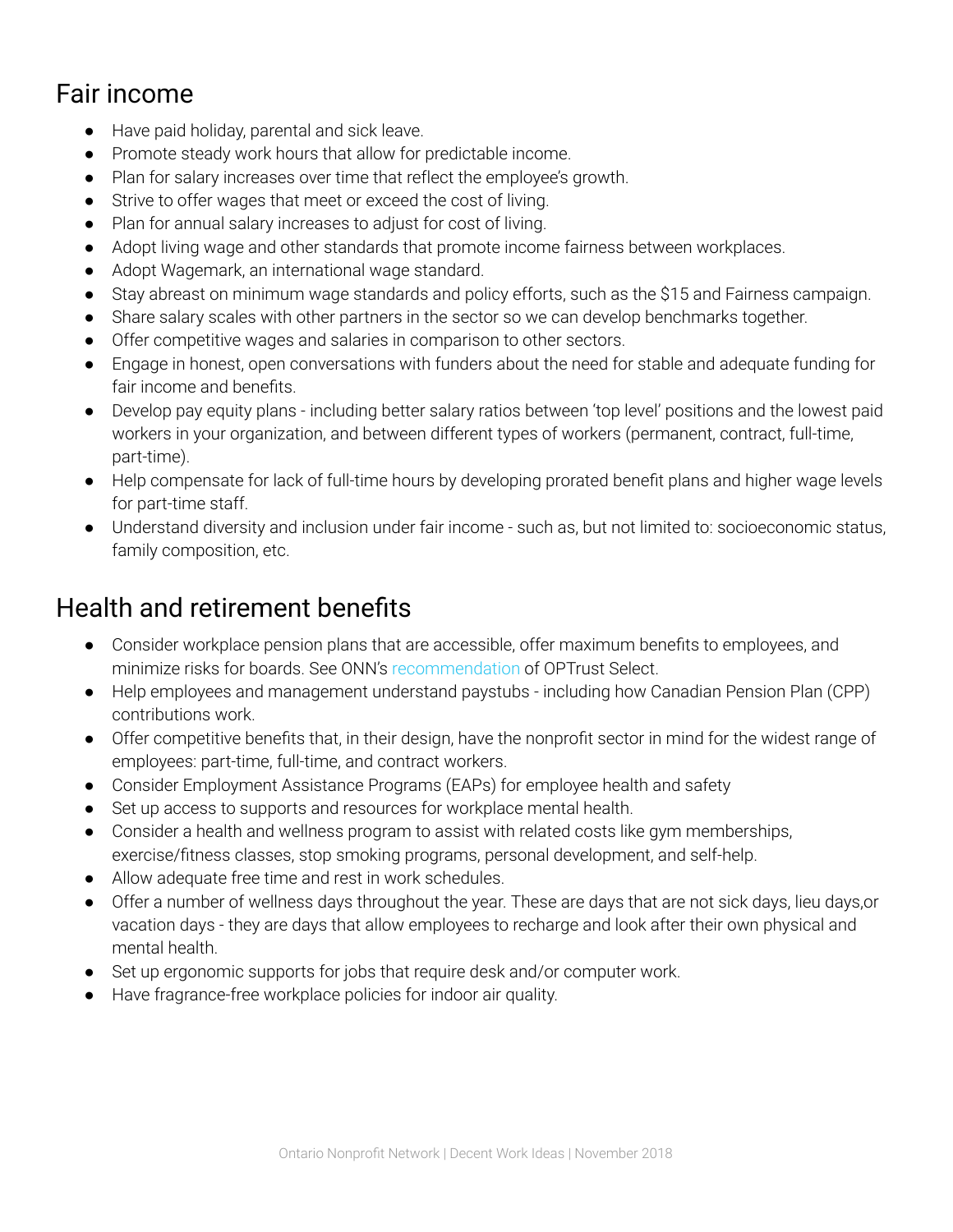## Fair income

- Have paid holiday, parental and sick leave.
- Promote steady work hours that allow for predictable income.
- Plan for salary increases over time that reflect the employee's growth.
- Strive to offer wages that meet or exceed the cost of living.
- Plan for annual salary increases to adjust for cost of living.
- Adopt living wage and other standards that promote income fairness between workplaces.
- Adopt Wagemark, an international wage standard.
- Stay abreast on minimum wage standards and policy efforts, such as the $15 and Fairness campaign.
- Share salary scales with other partners in the sector so we can develop benchmarks together.
- Offer competitive wages and salaries in comparison to other sectors.
- Engage in honest, open conversations with funders about the need for stable and adequate funding for fair income and benefits.
- Develop pay equity plans - including better salary ratios between 'top level' positions and the lowest paid workers in your organization, and between different types of workers (permanent, contract, full-time, part-time).
- Help compensate for lack of full-time hours by developing prorated benefit plans and higher wage levels for part-time staff.
- Understand diversity and inclusion under fair income - such as, but not limited to: socioeconomic status, family composition, etc.

## Health and retirement benefits

- Consider workplace pension plans that are accessible, offer maximum benefits to employees, and minimize risks for boards. See ONN's recommendation of OPTrust Select.
- Help employees and management understand paystubs - including how Canadian Pension Plan (CPP) contributions work.
- Offer competitive benefits that, in their design, have the nonprofit sector in mind for the widest range of employees: part-time, full-time, and contract workers.
- Consider Employment Assistance Programs (EAPs) for employee health and safety
- Set up access to supports and resources for workplace mental health.
- Consider a health and wellness program to assist with related costs like gym memberships, exercise/fitness classes, stop smoking programs, personal development, and self-help.
- Allow adequate free time and rest in work schedules.
- Offer a number of wellness days throughout the year. These are days that are not sick days, lieu days,or vacation days - they are days that allow employees to recharge and look after their own physical and mental health.
- Set up ergonomic supports for jobs that require desk and/or computer work.
- Have fragrance-free workplace policies for indoor air quality.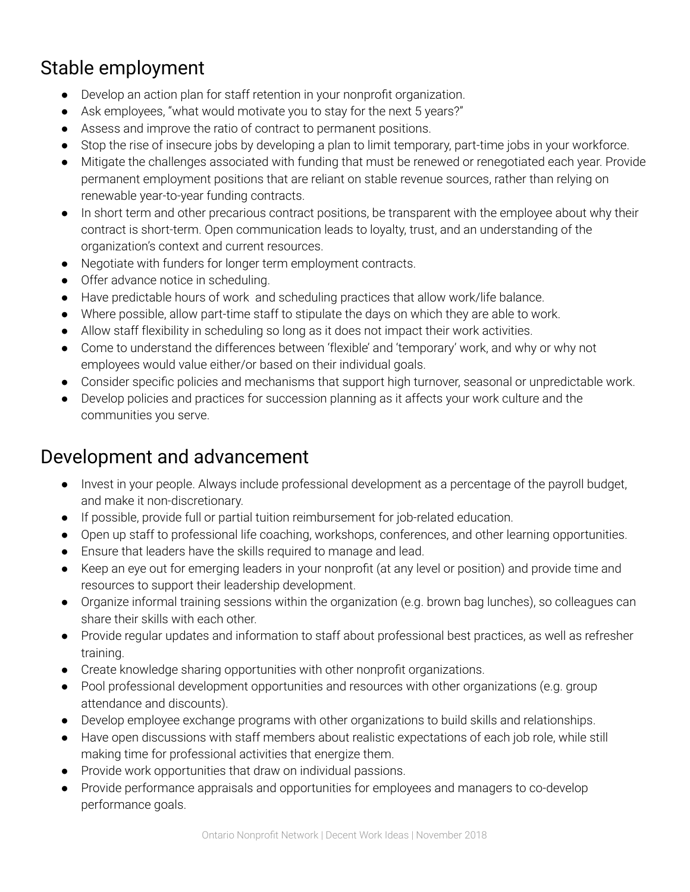## Stable employment

- Develop an action plan for staff retention in your nonprofit organization.
- Ask employees, "what would motivate you to stay for the next 5 years?"
- Assess and improve the ratio of contract to permanent positions.
- Stop the rise of insecure jobs by developing a plan to limit temporary, part-time jobs in your workforce.
- Mitigate the challenges associated with funding that must be renewed or renegotiated each year. Provide permanent employment positions that are reliant on stable revenue sources, rather than relying on renewable year-to-year funding contracts.
- In short term and other precarious contract positions, be transparent with the employee about why their contract is short-term. Open communication leads to loyalty, trust, and an understanding of the organization's context and current resources.
- Negotiate with funders for longer term employment contracts.
- Offer advance notice in scheduling.
- Have predictable hours of work and scheduling practices that allow work/life balance.
- Where possible, allow part-time staff to stipulate the days on which they are able to work.
- Allow staff flexibility in scheduling so long as it does not impact their work activities.
- Come to understand the differences between 'flexible' and 'temporary' work, and why or why not employees would value either/or based on their individual goals.
- Consider specific policies and mechanisms that support high turnover, seasonal or unpredictable work.
- Develop policies and practices for succession planning as it affects your work culture and the communities you serve.

## Development and advancement

- Invest in your people. Always include professional development as a percentage of the payroll budget, and make it non-discretionary.
- If possible, provide full or partial tuition reimbursement for job-related education.
- Open up staff to professional life coaching, workshops, conferences, and other learning opportunities.
- Ensure that leaders have the skills required to manage and lead.
- Keep an eye out for emerging leaders in your nonprofit (at any level or position) and provide time and resources to support their leadership development.
- Organize informal training sessions within the organization (e.g. brown bag lunches), so colleagues can share their skills with each other.
- Provide regular updates and information to staff about professional best practices, as well as refresher training.
- Create knowledge sharing opportunities with other nonprofit organizations.
- Pool professional development opportunities and resources with other organizations (e.g. group attendance and discounts).
- Develop employee exchange programs with other organizations to build skills and relationships.
- Have open discussions with staff members about realistic expectations of each job role, while still making time for professional activities that energize them.
- Provide work opportunities that draw on individual passions.
- Provide performance appraisals and opportunities for employees and managers to co-develop performance goals.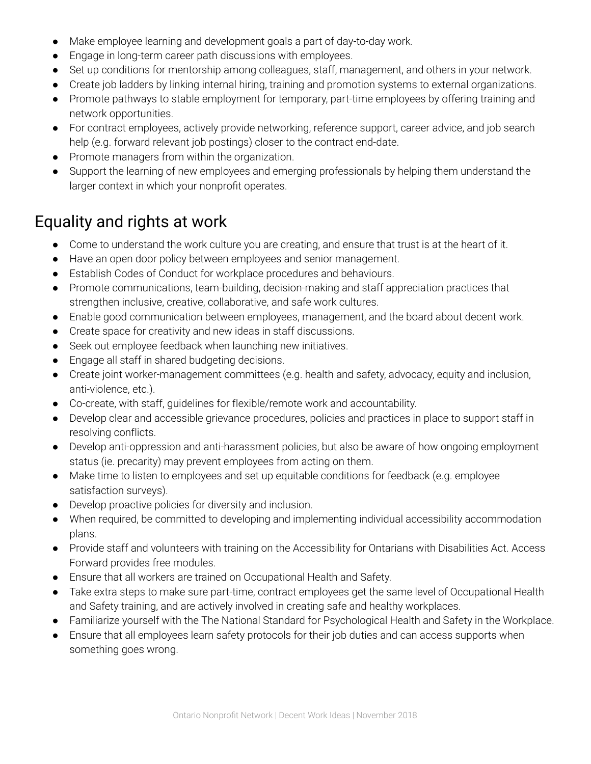- Make employee learning and development goals a part of day-to-day work.
- Engage in long-term career path discussions with employees.
- Set up conditions for mentorship among colleagues, staff, management, and others in your network.
- Create job ladders by linking internal hiring, training and promotion systems to external organizations.
- Promote pathways to stable employment for temporary, part-time employees by offering training and network opportunities.
- For contract employees, actively provide networking, reference support, career advice, and job search help (e.g. forward relevant job postings) closer to the contract end-date.
- Promote managers from within the organization.
- Support the learning of new employees and emerging professionals by helping them understand the larger context in which your nonprofit operates.

## Equality and rights at work

- Come to understand the work culture you are creating, and ensure that trust is at the heart of it.
- Have an open door policy between employees and senior management.
- Establish Codes of Conduct for workplace procedures and behaviours.
- Promote communications, team-building, decision-making and staff appreciation practices that strengthen inclusive, creative, collaborative, and safe work cultures.
- Enable good communication between employees, management, and the board about decent work.
- Create space for creativity and new ideas in staff discussions.
- Seek out employee feedback when launching new initiatives.
- Engage all staff in shared budgeting decisions.
- Create joint worker-management committees (e.g. health and safety, advocacy, equity and inclusion, anti-violence, etc.).
- Co-create, with staff, guidelines for flexible/remote work and accountability.
- Develop clear and accessible grievance procedures, policies and practices in place to support staff in resolving conflicts.
- Develop anti-oppression and anti-harassment policies, but also be aware of how ongoing employment status (ie. precarity) may prevent employees from acting on them.
- Make time to listen to employees and set up equitable conditions for feedback (e.g. employee satisfaction surveys).
- Develop proactive policies for diversity and inclusion.
- When required, be committed to developing and implementing individual accessibility accommodation plans.
- Provide staff and volunteers with training on the Accessibility for Ontarians with Disabilities Act. Access Forward provides free modules.
- Ensure that all workers are trained on Occupational Health and Safety.
- Take extra steps to make sure part-time, contract employees get the same level of Occupational Health and Safety training, and are actively involved in creating safe and healthy workplaces.
- Familiarize yourself with the The National Standard for Psychological Health and Safety in the Workplace.
- Ensure that all employees learn safety protocols for their job duties and can access supports when something goes wrong.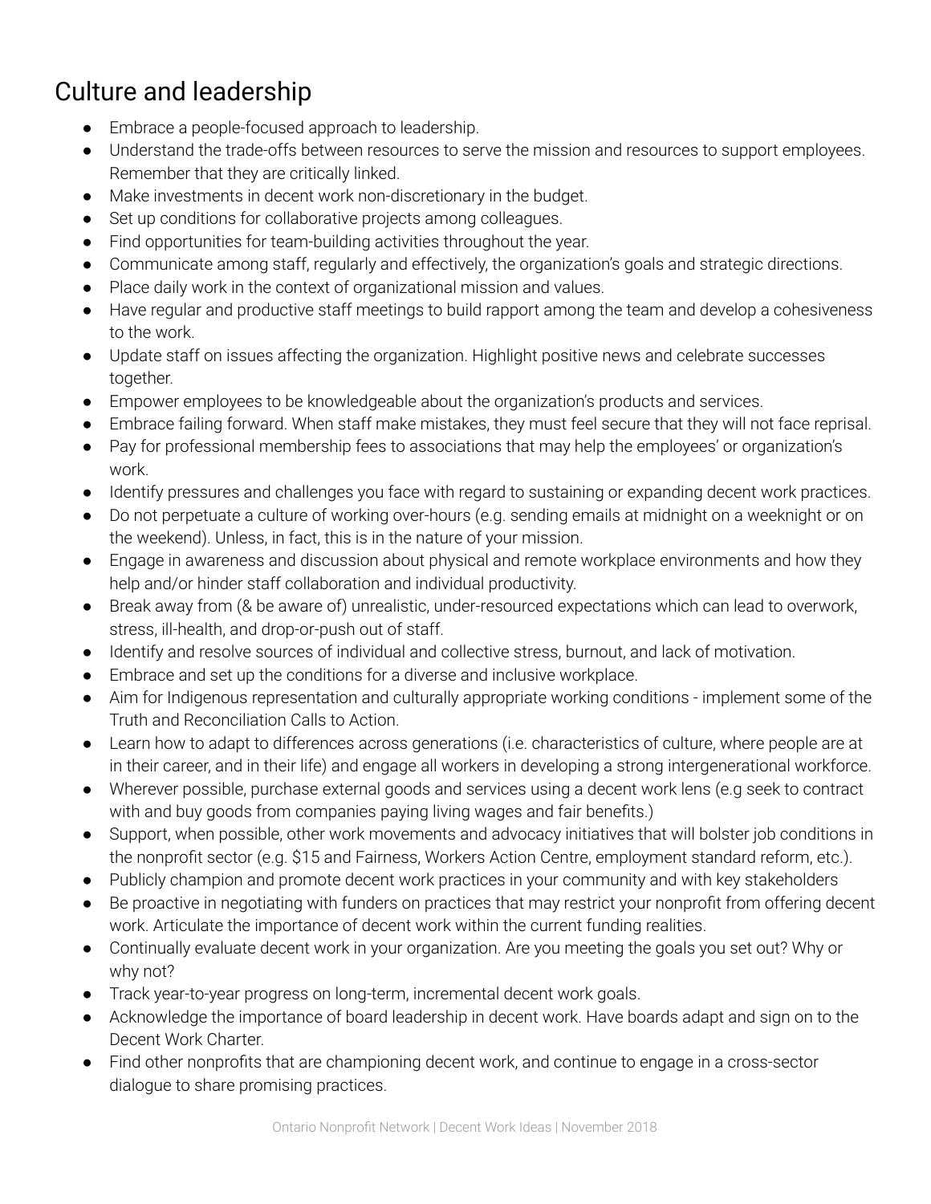## Culture and leadership

- Embrace a people-focused approach to leadership.
- Understand the trade-offs between resources to serve the mission and resources to support employees. Remember that they are critically linked.
- Make investments in decent work non-discretionary in the budget.
- Set up conditions for collaborative projects among colleagues.
- Find opportunities for team-building activities throughout the year.
- Communicate among staff, regularly and effectively, the organization's goals and strategic directions.
- Place daily work in the context of organizational mission and values.
- Have regular and productive staff meetings to build rapport among the team and develop a cohesiveness to the work.
- Update staff on issues affecting the organization. Highlight positive news and celebrate successes together.
- Empower employees to be knowledgeable about the organization's products and services.
- Embrace failing forward. When staff make mistakes, they must feel secure that they will not face reprisal.
- Pay for professional membership fees to associations that may help the employees' or organization's work.
- Identify pressures and challenges you face with regard to sustaining or expanding decent work practices.
- Do not perpetuate a culture of working over-hours (e.g. sending emails at midnight on a weeknight or on the weekend). Unless, in fact, this is in the nature of your mission.
- Engage in awareness and discussion about physical and remote workplace environments and how they help and/or hinder staff collaboration and individual productivity.
- Break away from (& be aware of) unrealistic, under-resourced expectations which can lead to overwork, stress, ill-health, and drop-or-push out of staff.
- Identify and resolve sources of individual and collective stress, burnout, and lack of motivation.
- Embrace and set up the conditions for a diverse and inclusive workplace.
- Aim for Indigenous representation and culturally appropriate working conditions - implement some of the Truth and Reconciliation Calls to Action.
- Learn how to adapt to differences across generations (i.e. characteristics of culture, where people are at in their career, and in their life) and engage all workers in developing a strong intergenerational workforce.
- Wherever possible, purchase external goods and services using a decent work lens (e.g seek to contract with and buy goods from companies paying living wages and fair benefits.)
- Support, when possible, other work movements and advocacy initiatives that will bolster job conditions in the nonprofit sector (e.g. $15 and Fairness, Workers Action Centre, employment standard reform, etc.).
- Publicly champion and promote decent work practices in your community and with key stakeholders
- Be proactive in negotiating with funders on practices that may restrict your nonprofit from offering decent work. Articulate the importance of decent work within the current funding realities.
- Continually evaluate decent work in your organization. Are you meeting the goals you set out? Why or why not?
- Track year-to-year progress on long-term, incremental decent work goals.
- Acknowledge the importance of board leadership in decent work. Have boards adapt and sign on to the Decent Work Charter.
- Find other nonprofits that are championing decent work, and continue to engage in a cross-sector dialogue to share promising practices.